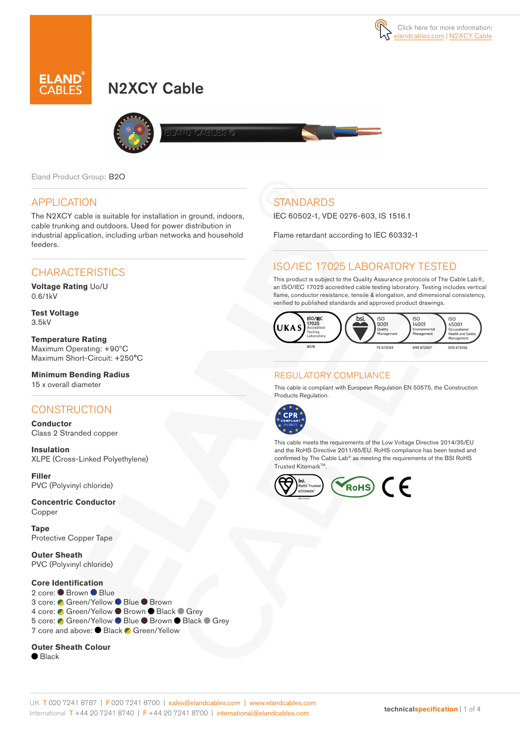Click here for more information: elandcables.com | N2XCY Cable

# N2XCY Cable

Eland Product Group: B2O

## APPLICATION

The N2XCY cable is suitable for installation in ground, indoors, cable trunking and outdoors. Used for power distribution in industrial application, including urban networks and household feeders.

## CHARACTERISTICS

**Voltage Rating** Uo/U
0.6/1kV

**Test Voltage**
3.5kV

**Temperature Rating**
Maximum Operating: +90°C
Maximum Short-Circuit: +250°C

**Minimum Bending Radius**
15 x overall diameter

## CONSTRUCTION

**Conductor**
Class 2 Stranded copper

**Insulation**
XLPE (Cross-Linked Polyethylene)

**Filler**
PVC (Polyvinyl chloride)

**Concentric Conductor**
Copper

**Tape**
Protective Copper Tape

**Outer Sheath**
PVC (Polyvinyl chloride)

**Core Identification**
2 core: Brown Blue
3 core: Green/Yellow Blue Brown
4 core: Green/Yellow Brown Black Grey
5 core: Green/Yellow Blue Brown Black Grey
7 core and above: Black Green/Yellow

**Outer Sheath Colour**
Black

## STANDARDS

IEC 60502-1, VDE 0276-603, IS 1516.1

Flame retardant according to IEC 60332-1

## ISO/IEC 17025 LABORATORY TESTED

This product is subject to the Quality Assurance protocols of The Cable Lab®, an ISO/IEC 17025 accredited cable testing laboratory. Testing includes vertical flame, conductor resistance, tensile & elongation, and dimensional consistency, verified to published standards and approved product drawings.

## REGULATORY COMPLIANCE

This cable is compliant with European Regulation EN 50575, the Construction Products Regulation.

This cable meets the requirements of the Low Voltage Directive 2014/35/EU and the RoHS Directive 2011/65/EU. RoHS compliance has been tested and confirmed by The Cable Lab® as meeting the requirements of the BSI RoHS Trusted Kitemark™.

UK T 020 7241 8787 | F 020 7241 8700 | sales@elandcables.com | www.elandcables.com
International T +44 20 7241 8740 | F +44 20 7241 8700 | international@elandcables.com

technicalspecification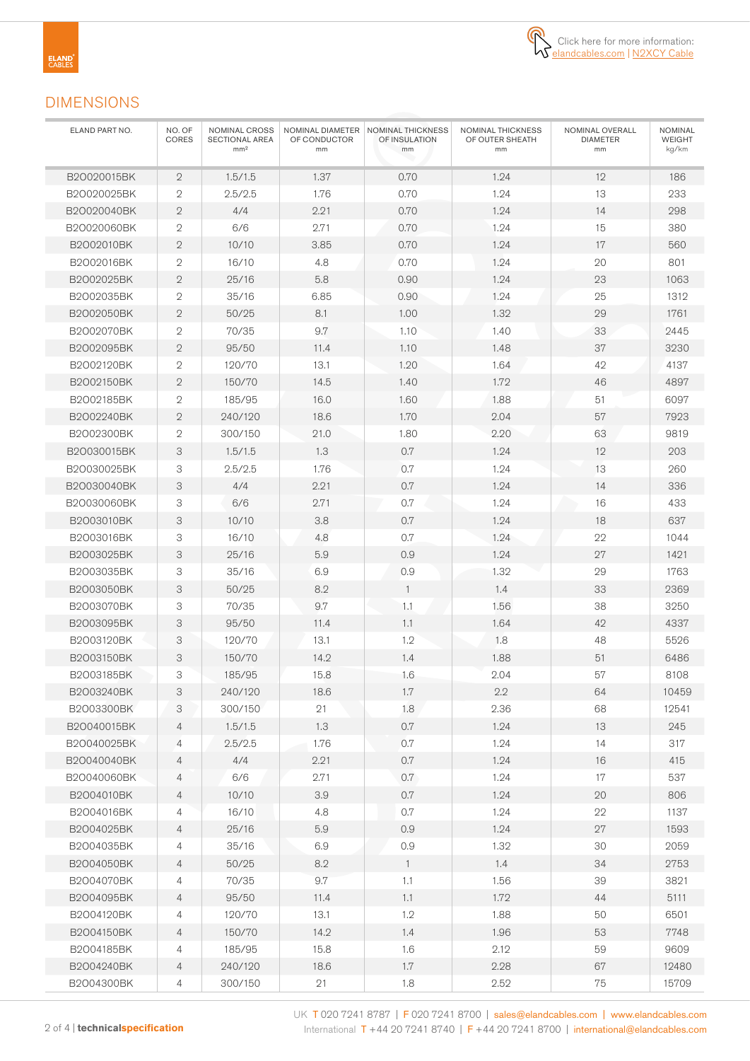Click here for more information: elandcables.com | N2XCY Cable

## DIMENSIONS

| ELAND PART NO. | NO. OF CORES | NOMINAL CROSS SECTIONAL AREA mm² | NOMINAL DIAMETER OF CONDUCTOR mm | NOMINAL THICKNESS OF INSULATION mm | NOMINAL THICKNESS OF OUTER SHEATH mm | NOMINAL OVERALL DIAMETER mm | NOMINAL WEIGHT kg/km |
|---|---|---|---|---|---|---|---|
| B20020015BK | 2 | 1.5/1.5 | 1.37 | 0.70 | 1.24 | 12 | 186 |
| B20020025BK | 2 | 2.5/2.5 | 1.76 | 0.70 | 1.24 | 13 | 233 |
| B20020040BK | 2 | 4/4 | 2.21 | 0.70 | 1.24 | 14 | 298 |
| B20020060BK | 2 | 6/6 | 2.71 | 0.70 | 1.24 | 15 | 380 |
| B2002010BK | 2 | 10/10 | 3.85 | 0.70 | 1.24 | 17 | 560 |
| B2002016BK | 2 | 16/10 | 4.8 | 0.70 | 1.24 | 20 | 801 |
| B2002025BK | 2 | 25/16 | 5.8 | 0.90 | 1.24 | 23 | 1063 |
| B2002035BK | 2 | 35/16 | 6.85 | 0.90 | 1.24 | 25 | 1312 |
| B2002050BK | 2 | 50/25 | 8.1 | 1.00 | 1.32 | 29 | 1761 |
| B2002070BK | 2 | 70/35 | 9.7 | 1.10 | 1.40 | 33 | 2445 |
| B2002095BK | 2 | 95/50 | 11.4 | 1.10 | 1.48 | 37 | 3230 |
| B2002120BK | 2 | 120/70 | 13.1 | 1.20 | 1.64 | 42 | 4137 |
| B2002150BK | 2 | 150/70 | 14.5 | 1.40 | 1.72 | 46 | 4897 |
| B2002185BK | 2 | 185/95 | 16.0 | 1.60 | 1.88 | 51 | 6097 |
| B2002240BK | 2 | 240/120 | 18.6 | 1.70 | 2.04 | 57 | 7923 |
| B2002300BK | 2 | 300/150 | 21.0 | 1.80 | 2.20 | 63 | 9819 |
| B20030015BK | 3 | 1.5/1.5 | 1.3 | 0.7 | 1.24 | 12 | 203 |
| B20030025BK | 3 | 2.5/2.5 | 1.76 | 0.7 | 1.24 | 13 | 260 |
| B20030040BK | 3 | 4/4 | 2.21 | 0.7 | 1.24 | 14 | 336 |
| B20030060BK | 3 | 6/6 | 2.71 | 0.7 | 1.24 | 16 | 433 |
| B2003010BK | 3 | 10/10 | 3.8 | 0.7 | 1.24 | 18 | 637 |
| B2003016BK | 3 | 16/10 | 4.8 | 0.7 | 1.24 | 22 | 1044 |
| B2003025BK | 3 | 25/16 | 5.9 | 0.9 | 1.24 | 27 | 1421 |
| B2003035BK | 3 | 35/16 | 6.9 | 0.9 | 1.32 | 29 | 1763 |
| B2003050BK | 3 | 50/25 | 8.2 | 1 | 1.4 | 33 | 2369 |
| B2003070BK | 3 | 70/35 | 9.7 | 1.1 | 1.56 | 38 | 3250 |
| B2003095BK | 3 | 95/50 | 11.4 | 1.1 | 1.64 | 42 | 4337 |
| B2003120BK | 3 | 120/70 | 13.1 | 1.2 | 1.8 | 48 | 5526 |
| B2003150BK | 3 | 150/70 | 14.2 | 1.4 | 1.88 | 51 | 6486 |
| B2003185BK | 3 | 185/95 | 15.8 | 1.6 | 2.04 | 57 | 8108 |
| B2003240BK | 3 | 240/120 | 18.6 | 1.7 | 2.2 | 64 | 10459 |
| B2003300BK | 3 | 300/150 | 21 | 1.8 | 2.36 | 68 | 12541 |
| B20040015BK | 4 | 1.5/1.5 | 1.3 | 0.7 | 1.24 | 13 | 245 |
| B20040025BK | 4 | 2.5/2.5 | 1.76 | 0.7 | 1.24 | 14 | 317 |
| B20040040BK | 4 | 4/4 | 2.21 | 0.7 | 1.24 | 16 | 415 |
| B20040060BK | 4 | 6/6 | 2.71 | 0.7 | 1.24 | 17 | 537 |
| B2004010BK | 4 | 10/10 | 3.9 | 0.7 | 1.24 | 20 | 806 |
| B2004016BK | 4 | 16/10 | 4.8 | 0.7 | 1.24 | 22 | 1137 |
| B2004025BK | 4 | 25/16 | 5.9 | 0.9 | 1.24 | 27 | 1593 |
| B2004035BK | 4 | 35/16 | 6.9 | 0.9 | 1.32 | 30 | 2059 |
| B2004050BK | 4 | 50/25 | 8.2 | 1 | 1.4 | 34 | 2753 |
| B2004070BK | 4 | 70/35 | 9.7 | 1.1 | 1.56 | 39 | 3821 |
| B2004095BK | 4 | 95/50 | 11.4 | 1.1 | 1.72 | 44 | 5111 |
| B2004120BK | 4 | 120/70 | 13.1 | 1.2 | 1.88 | 50 | 6501 |
| B2004150BK | 4 | 150/70 | 14.2 | 1.4 | 1.96 | 53 | 7748 |
| B2004185BK | 4 | 185/95 | 15.8 | 1.6 | 2.12 | 59 | 9609 |
| B2004240BK | 4 | 240/120 | 18.6 | 1.7 | 2.28 | 67 | 12480 |
| B2004300BK | 4 | 300/150 | 21 | 1.8 | 2.52 | 75 | 15709 |

UK T 020 7241 8787 | F 020 7241 8700 | sales@elandcables.com | www.elandcables.com
International T +44 20 7241 8740 | F +44 20 7241 8700 | international@elandcables.com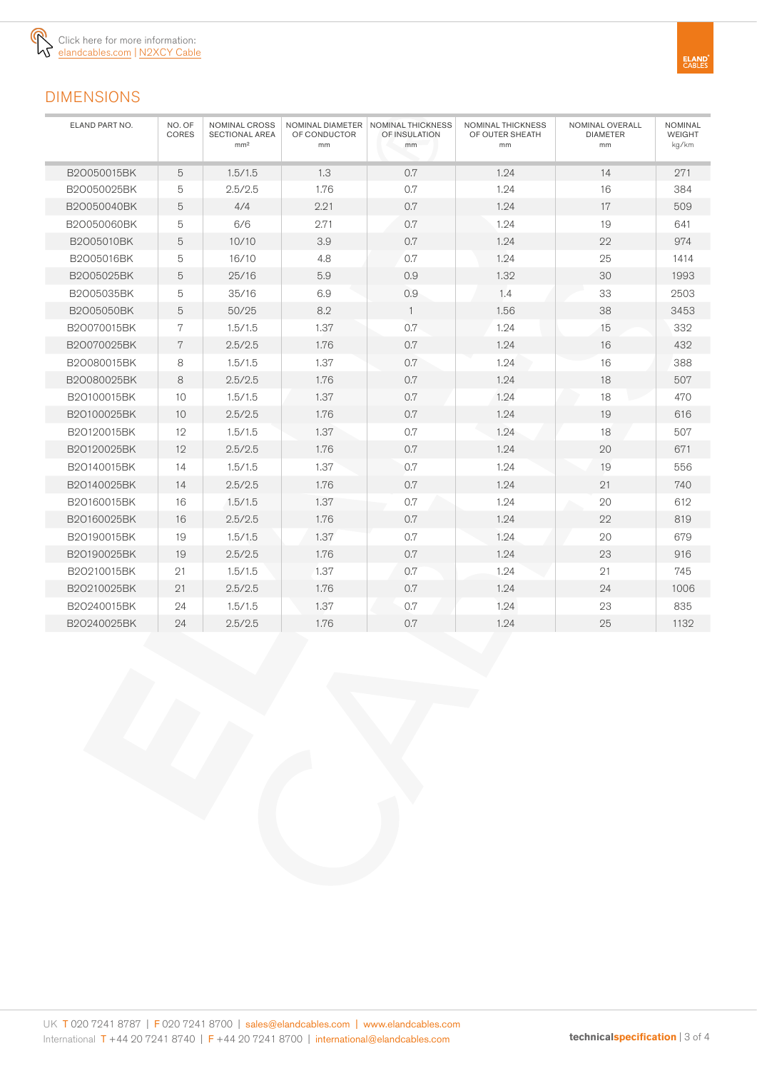Click here for more information:
elandcables.com | N2XCY Cable

## DIMENSIONS

| ELAND PART NO. | NO. OF CORES | NOMINAL CROSS SECTIONAL AREA mm² | NOMINAL DIAMETER OF CONDUCTOR mm | NOMINAL THICKNESS OF INSULATION mm | NOMINAL THICKNESS OF OUTER SHEATH mm | NOMINAL OVERALL DIAMETER mm | NOMINAL WEIGHT kg/km |
|---|---|---|---|---|---|---|---|
| B20050015BK | 5 | 1.5/1.5 | 1.3 | 0.7 | 1.24 | 14 | 271 |
| B20050025BK | 5 | 2.5/2.5 | 1.76 | 0.7 | 1.24 | 16 | 384 |
| B20050040BK | 5 | 4/4 | 2.21 | 0.7 | 1.24 | 17 | 509 |
| B20050060BK | 5 | 6/6 | 2.71 | 0.7 | 1.24 | 19 | 641 |
| B2005010BK | 5 | 10/10 | 3.9 | 0.7 | 1.24 | 22 | 974 |
| B2005016BK | 5 | 16/10 | 4.8 | 0.7 | 1.24 | 25 | 1414 |
| B2005025BK | 5 | 25/16 | 5.9 | 0.9 | 1.32 | 30 | 1993 |
| B2005035BK | 5 | 35/16 | 6.9 | 0.9 | 1.4 | 33 | 2503 |
| B2005050BK | 5 | 50/25 | 8.2 | 1 | 1.56 | 38 | 3453 |
| B20070015BK | 7 | 1.5/1.5 | 1.37 | 0.7 | 1.24 | 15 | 332 |
| B20070025BK | 7 | 2.5/2.5 | 1.76 | 0.7 | 1.24 | 16 | 432 |
| B20080015BK | 8 | 1.5/1.5 | 1.37 | 0.7 | 1.24 | 16 | 388 |
| B20080025BK | 8 | 2.5/2.5 | 1.76 | 0.7 | 1.24 | 18 | 507 |
| B20100015BK | 10 | 1.5/1.5 | 1.37 | 0.7 | 1.24 | 18 | 470 |
| B20100025BK | 10 | 2.5/2.5 | 1.76 | 0.7 | 1.24 | 19 | 616 |
| B20120015BK | 12 | 1.5/1.5 | 1.37 | 0.7 | 1.24 | 18 | 507 |
| B20120025BK | 12 | 2.5/2.5 | 1.76 | 0.7 | 1.24 | 20 | 671 |
| B20140015BK | 14 | 1.5/1.5 | 1.37 | 0.7 | 1.24 | 19 | 556 |
| B20140025BK | 14 | 2.5/2.5 | 1.76 | 0.7 | 1.24 | 21 | 740 |
| B20160015BK | 16 | 1.5/1.5 | 1.37 | 0.7 | 1.24 | 20 | 612 |
| B20160025BK | 16 | 2.5/2.5 | 1.76 | 0.7 | 1.24 | 22 | 819 |
| B20190015BK | 19 | 1.5/1.5 | 1.37 | 0.7 | 1.24 | 20 | 679 |
| B20190025BK | 19 | 2.5/2.5 | 1.76 | 0.7 | 1.24 | 23 | 916 |
| B20210015BK | 21 | 1.5/1.5 | 1.37 | 0.7 | 1.24 | 21 | 745 |
| B20210025BK | 21 | 2.5/2.5 | 1.76 | 0.7 | 1.24 | 24 | 1006 |
| B20240015BK | 24 | 1.5/1.5 | 1.37 | 0.7 | 1.24 | 23 | 835 |
| B20240025BK | 24 | 2.5/2.5 | 1.76 | 0.7 | 1.24 | 25 | 1132 |

UK T 020 7241 8787 | F 020 7241 8700 | sales@elandcables.com | www.elandcables.com
International T +44 20 7241 8740 | F +44 20 7241 8700 | international@elandcables.com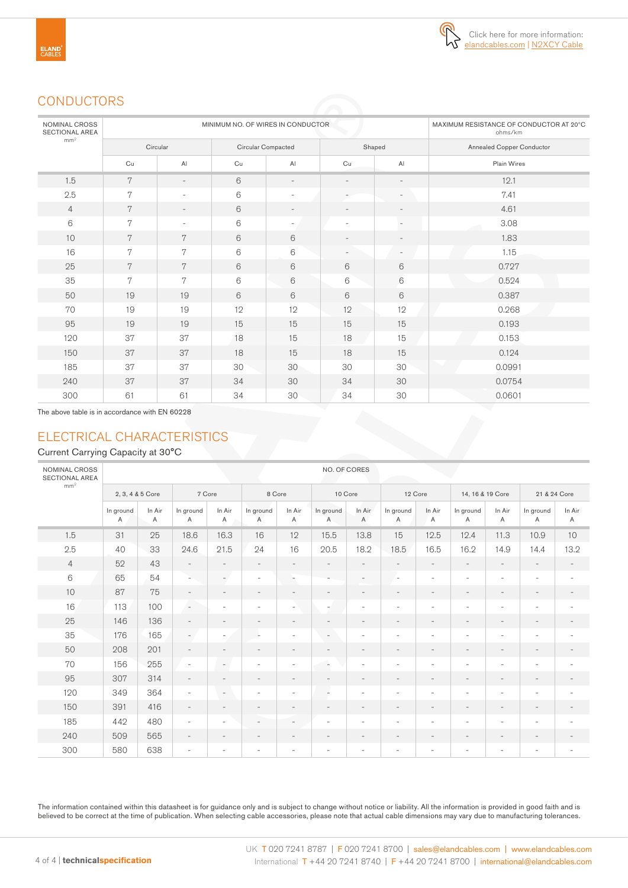Click here for more information: elandcables.com | N2XCY Cable

## CONDUCTORS

| NOMINAL CROSS SECTIONAL AREA mm² | MINIMUM NO. OF WIRES IN CONDUCTOR | | | | | | MAXIMUM RESISTANCE OF CONDUCTOR AT 20°C ohms/km |
|---|---|---|---|---|---|---|---|
| | Circular | | Circular Compacted | | Shaped | | Annealed Copper Conductor |
| | Cu | Al | Cu | Al | Cu | Al | Plain Wires |
| 1.5 | 7 | - | 6 | - | - | - | 12.1 |
| 2.5 | 7 | - | 6 | - | - | - | 7.41 |
| 4 | 7 | - | 6 | - | - | - | 4.61 |
| 6 | 7 | - | 6 | - | - | - | 3.08 |
| 10 | 7 | 7 | 6 | 6 | - | - | 1.83 |
| 16 | 7 | 7 | 6 | 6 | - | - | 1.15 |
| 25 | 7 | 7 | 6 | 6 | 6 | 6 | 0.727 |
| 35 | 7 | 7 | 6 | 6 | 6 | 6 | 0.524 |
| 50 | 19 | 19 | 6 | 6 | 6 | 6 | 0.387 |
| 70 | 19 | 19 | 12 | 12 | 12 | 12 | 0.268 |
| 95 | 19 | 19 | 15 | 15 | 15 | 15 | 0.193 |
| 120 | 37 | 37 | 18 | 15 | 18 | 15 | 0.153 |
| 150 | 37 | 37 | 18 | 15 | 18 | 15 | 0.124 |
| 185 | 37 | 37 | 30 | 30 | 30 | 30 | 0.0991 |
| 240 | 37 | 37 | 34 | 30 | 34 | 30 | 0.0754 |
| 300 | 61 | 61 | 34 | 30 | 34 | 30 | 0.0601 |

The above table is in accordance with EN 60228

## ELECTRICAL CHARACTERISTICS

Current Carrying Capacity at 30°C

| NOMINAL CROSS SECTIONAL AREA mm² | NO. OF CORES | | | | | | | | | | | | | |
|---|---|---|---|---|---|---|---|---|---|---|---|---|---|---|
| | 2, 3, 4 & 5 Core | | 7 Core | | 8 Core | | 10 Core | | 12 Core | | 14, 16 & 19 Core | | 21 & 24 Core | |
| | In ground A | In Air A | In ground A | In Air A | In ground A | In Air A | In ground A | In Air A | In ground A | In Air A | In ground A | In Air A | In ground A | In Air A |
| 1.5 | 31 | 25 | 18.6 | 16.3 | 16 | 12 | 15.5 | 13.8 | 15 | 12.5 | 12.4 | 11.3 | 10.9 | 10 |
| 2.5 | 40 | 33 | 24.6 | 21.5 | 24 | 16 | 20.5 | 18.2 | 18.5 | 16.5 | 16.2 | 14.9 | 14.4 | 13.2 |
| 4 | 52 | 43 | - | - | - | - | - | - | - | - | - | - | - | - |
| 6 | 65 | 54 | - | - | - | - | - | - | - | - | - | - | - | - |
| 10 | 87 | 75 | - | - | - | - | - | - | - | - | - | - | - | - |
| 16 | 113 | 100 | - | - | - | - | - | - | - | - | - | - | - | - |
| 25 | 146 | 136 | - | - | - | - | - | - | - | - | - | - | - | - |
| 35 | 176 | 165 | - | - | - | - | - | - | - | - | - | - | - | - |
| 50 | 208 | 201 | - | - | - | - | - | - | - | - | - | - | - | - |
| 70 | 156 | 255 | - | - | - | - | - | - | - | - | - | - | - | - |
| 95 | 307 | 314 | - | - | - | - | - | - | - | - | - | - | - | - |
| 120 | 349 | 364 | - | - | - | - | - | - | - | - | - | - | - | - |
| 150 | 391 | 416 | - | - | - | - | - | - | - | - | - | - | - | - |
| 185 | 442 | 480 | - | - | - | - | - | - | - | - | - | - | - | - |
| 240 | 509 | 565 | - | - | - | - | - | - | - | - | - | - | - | - |
| 300 | 580 | 638 | - | - | - | - | - | - | - | - | - | - | - | - |

The information contained within this datasheet is for guidance only and is subject to change without notice or liability. All the information is provided in good faith and is believed to be correct at the time of publication. When selecting cable accessories, please note that actual cable dimensions may vary due to manufacturing tolerances.

UK T 020 7241 8787 | F 020 7241 8700 | sales@elandcables.com | www.elandcables.com
International T +44 20 7241 8740 | F +44 20 7241 8700 | international@elandcables.com